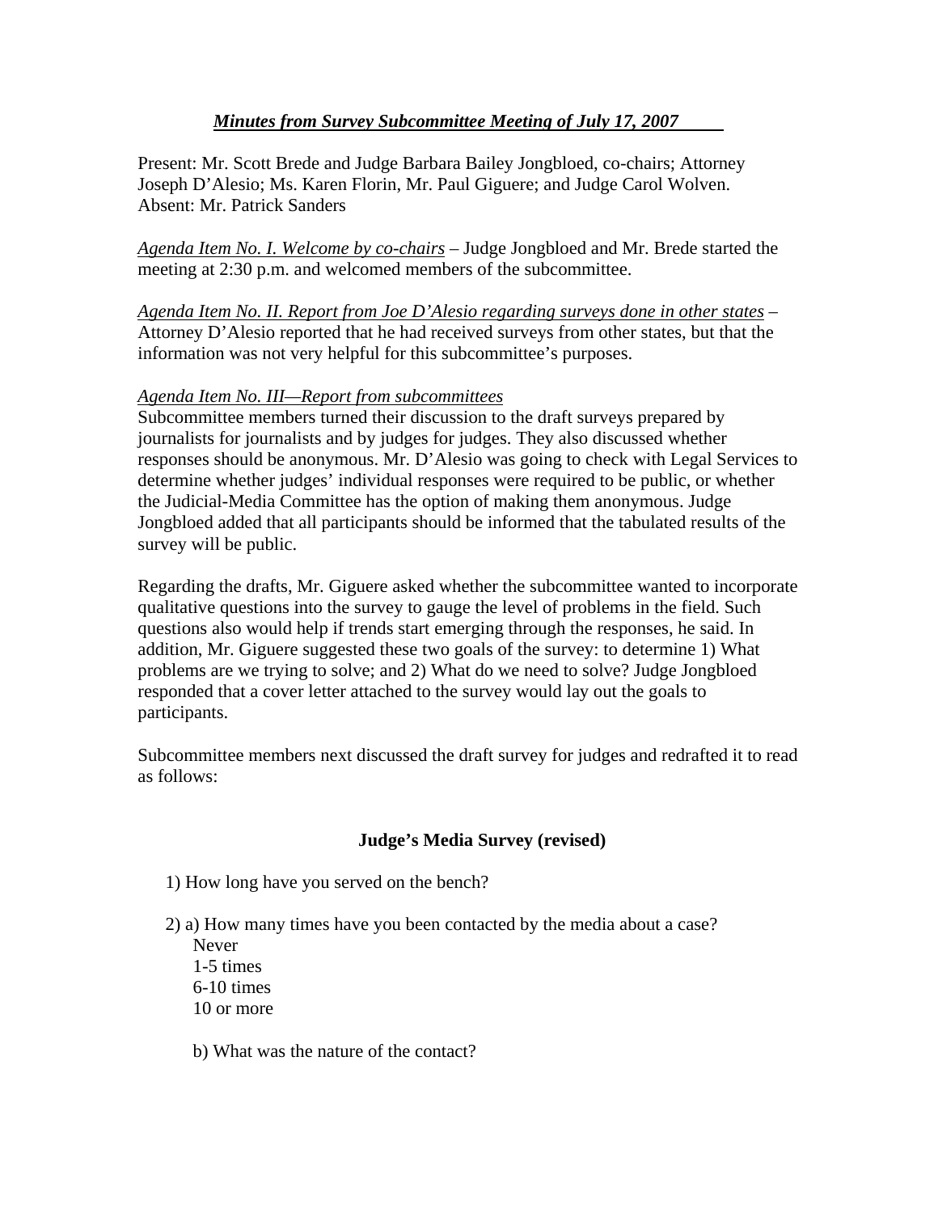## ***Minutes from Survey Subcommittee Meeting of July 17, 2007***

Present: Mr. Scott Brede and Judge Barbara Bailey Jongbloed, co-chairs; Attorney Joseph D'Alesio; Ms. Karen Florin, Mr. Paul Giguere; and Judge Carol Wolven. Absent: Mr. Patrick Sanders

*Agenda Item No. I. Welcome by co-chairs* – Judge Jongbloed and Mr. Brede started the meeting at 2:30 p.m. and welcomed members of the subcommittee.

*Agenda Item No. II. Report from Joe D'Alesio regarding surveys done in other states* – Attorney D'Alesio reported that he had received surveys from other states, but that the information was not very helpful for this subcommittee's purposes.

*Agenda Item No. III—Report from subcommittees*

Subcommittee members turned their discussion to the draft surveys prepared by journalists for journalists and by judges for judges. They also discussed whether responses should be anonymous. Mr. D'Alesio was going to check with Legal Services to determine whether judges' individual responses were required to be public, or whether the Judicial-Media Committee has the option of making them anonymous. Judge Jongbloed added that all participants should be informed that the tabulated results of the survey will be public.

Regarding the drafts, Mr. Giguere asked whether the subcommittee wanted to incorporate qualitative questions into the survey to gauge the level of problems in the field. Such questions also would help if trends start emerging through the responses, he said. In addition, Mr. Giguere suggested these two goals of the survey: to determine 1) What problems are we trying to solve; and 2) What do we need to solve? Judge Jongbloed responded that a cover letter attached to the survey would lay out the goals to participants.

Subcommittee members next discussed the draft survey for judges and redrafted it to read as follows:

### Judge's Media Survey (revised)

1) How long have you served on the bench?

2) a) How many times have you been contacted by the media about a case?
   Never
   1-5 times
   6-10 times
   10 or more

   b) What was the nature of the contact?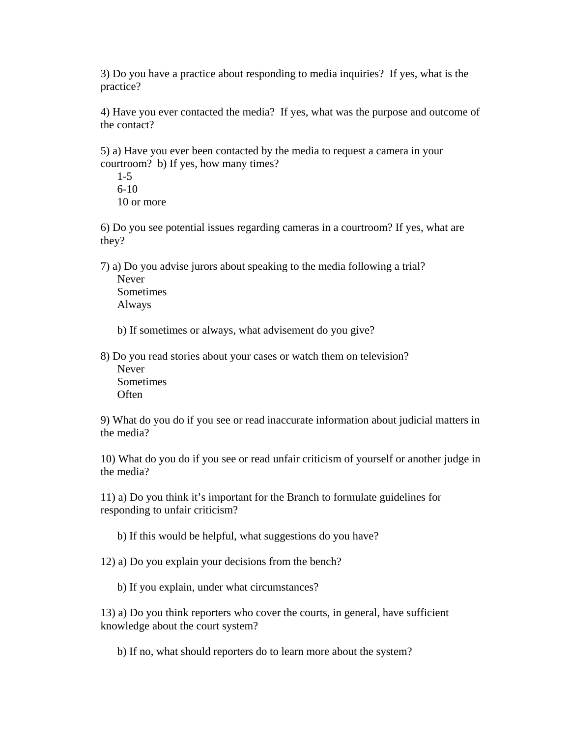3) Do you have a practice about responding to media inquiries?  If yes, what is the practice?

4) Have you ever contacted the media?  If yes, what was the purpose and outcome of the contact?

5) a) Have you ever been contacted by the media to request a camera in your courtroom?  b) If yes, how many times?

    1-5
    6-10
    10 or more

6) Do you see potential issues regarding cameras in a courtroom? If yes, what are they?

7) a) Do you advise jurors about speaking to the media following a trial?

    Never
    Sometimes
    Always

    b) If sometimes or always, what advisement do you give?

8) Do you read stories about your cases or watch them on television?

    Never
    Sometimes
    Often

9) What do you do if you see or read inaccurate information about judicial matters in the media?

10) What do you do if you see or read unfair criticism of yourself or another judge in the media?

11) a) Do you think it's important for the Branch to formulate guidelines for responding to unfair criticism?

    b) If this would be helpful, what suggestions do you have?

12) a) Do you explain your decisions from the bench?

    b) If you explain, under what circumstances?

13) a) Do you think reporters who cover the courts, in general, have sufficient knowledge about the court system?

    b) If no, what should reporters do to learn more about the system?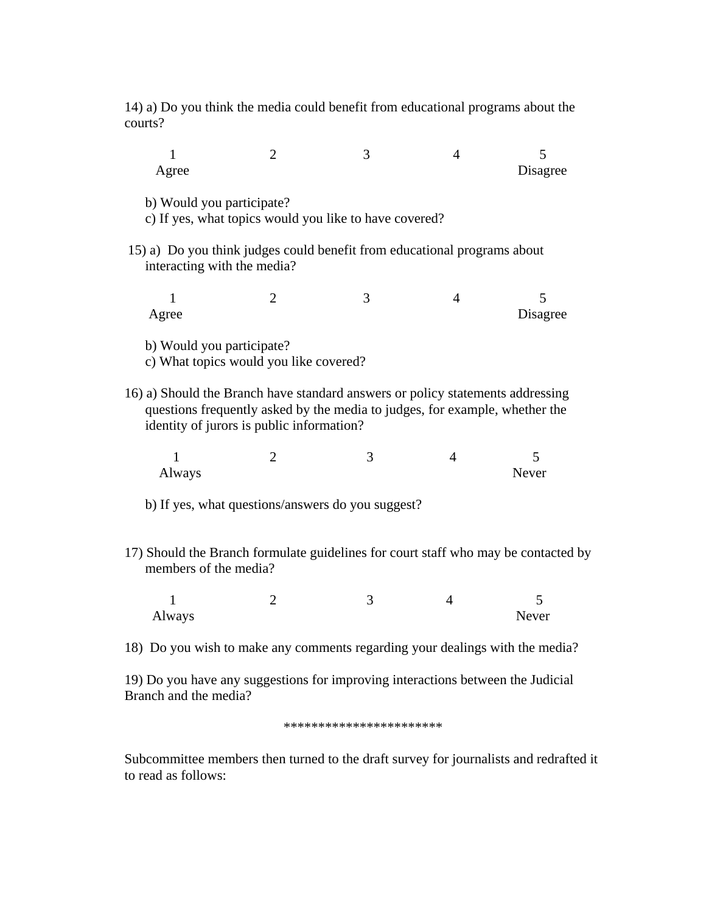14) a) Do you think the media could benefit from educational programs about the courts?

| 1 | 2 | 3 | 4 | 5 |
|---|---|---|---|---|
| Agree | | | | Disagree |

b) Would you participate?
c) If yes, what topics would you like to have covered?

15) a) Do you think judges could benefit from educational programs about interacting with the media?

| 1 | 2 | 3 | 4 | 5 |
|---|---|---|---|---|
| Agree | | | | Disagree |

b) Would you participate?
c) What topics would you like covered?

16) a) Should the Branch have standard answers or policy statements addressing questions frequently asked by the media to judges, for example, whether the identity of jurors is public information?

| 1 | 2 | 3 | 4 | 5 |
|---|---|---|---|---|
| Always | | | | Never |

b) If yes, what questions/answers do you suggest?

17) Should the Branch formulate guidelines for court staff who may be contacted by members of the media?

| 1 | 2 | 3 | 4 | 5 |
|---|---|---|---|---|
| Always | | | | Never |

18) Do you wish to make any comments regarding your dealings with the media?

19) Do you have any suggestions for improving interactions between the Judicial Branch and the media?

***********************

Subcommittee members then turned to the draft survey for journalists and redrafted it to read as follows: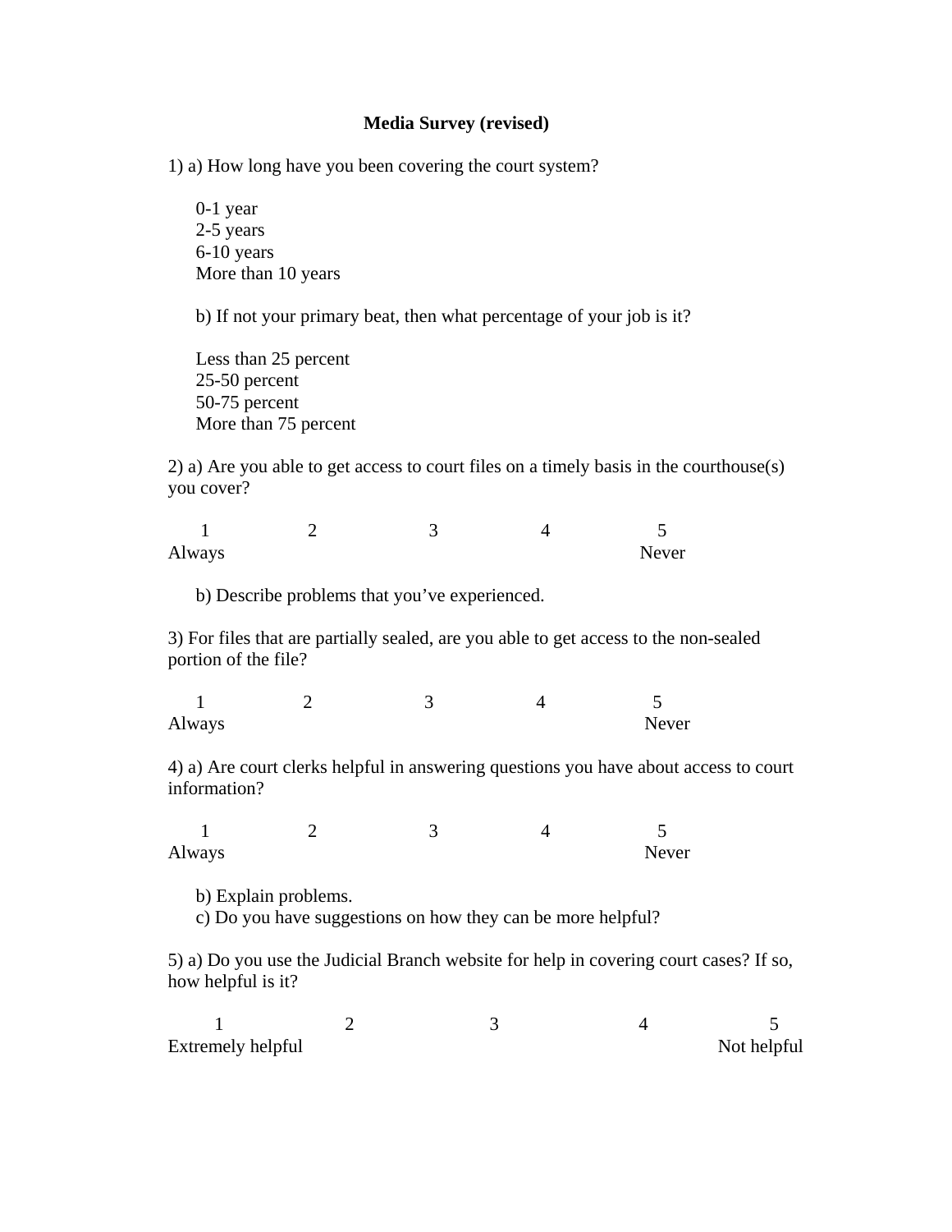# Media Survey (revised)

1) a) How long have you been covering the court system?

 0-1 year
 2-5 years
 6-10 years
 More than 10 years

 b) If not your primary beat, then what percentage of your job is it?

 Less than 25 percent
 25-50 percent
 50-75 percent
 More than 75 percent

2) a) Are you able to get access to court files on a timely basis in the courthouse(s) you cover?

| 1 | 2 | 3 | 4 | 5 |
|---|---|---|---|---|
| Always | | | | Never |

 b) Describe problems that you've experienced.

3) For files that are partially sealed, are you able to get access to the non-sealed portion of the file?

| 1 | 2 | 3 | 4 | 5 |
|---|---|---|---|---|
| Always | | | | Never |

4) a) Are court clerks helpful in answering questions you have about access to court information?

| 1 | 2 | 3 | 4 | 5 |
|---|---|---|---|---|
| Always | | | | Never |

 b) Explain problems.
 c) Do you have suggestions on how they can be more helpful?

5) a) Do you use the Judicial Branch website for help in covering court cases? If so, how helpful is it?

| 1 | 2 | 3 | 4 | 5 |
|---|---|---|---|---|
| Extremely helpful | | | | Not helpful |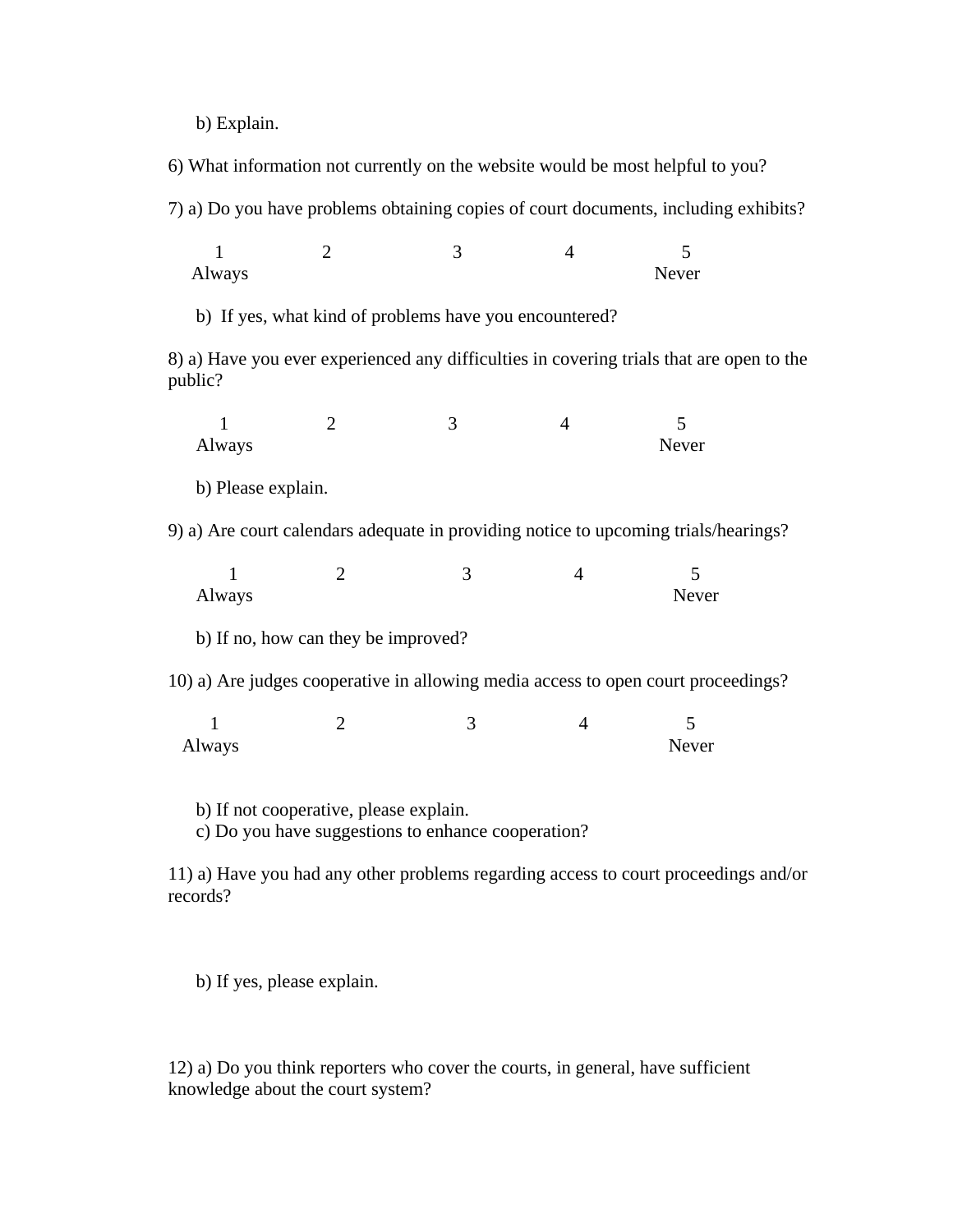b) Explain.

6) What information not currently on the website would be most helpful to you?

7) a) Do you have problems obtaining copies of court documents, including exhibits?

| 1 | 2 | 3 | 4 | 5 |
|---|---|---|---|---|
| Always | | | | Never |

b) If yes, what kind of problems have you encountered?

8) a) Have you ever experienced any difficulties in covering trials that are open to the public?

| 1 | 2 | 3 | 4 | 5 |
|---|---|---|---|---|
| Always | | | | Never |

b) Please explain.

9) a) Are court calendars adequate in providing notice to upcoming trials/hearings?

| 1 | 2 | 3 | 4 | 5 |
|---|---|---|---|---|
| Always | | | | Never |

b) If no, how can they be improved?

10) a) Are judges cooperative in allowing media access to open court proceedings?

| 1 | 2 | 3 | 4 | 5 |
|---|---|---|---|---|
| Always | | | | Never |

b) If not cooperative, please explain.

c) Do you have suggestions to enhance cooperation?

11) a) Have you had any other problems regarding access to court proceedings and/or records?

b) If yes, please explain.

12) a) Do you think reporters who cover the courts, in general, have sufficient knowledge about the court system?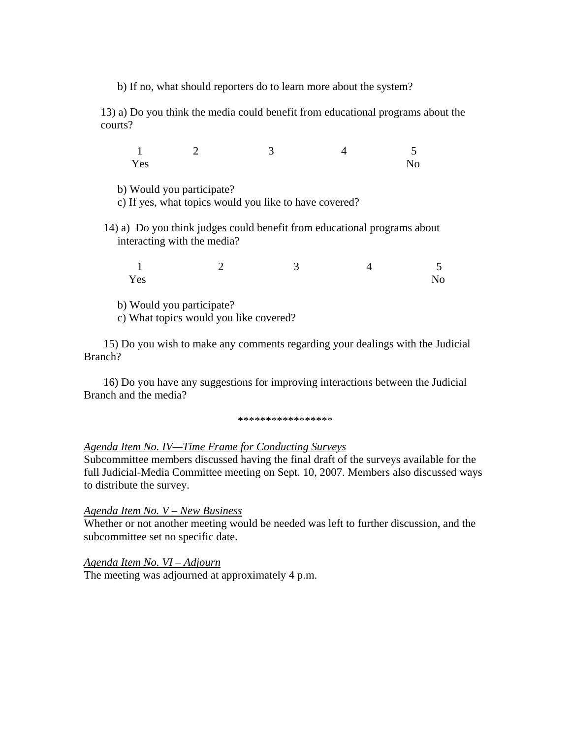b) If no, what should reporters do to learn more about the system?

13) a) Do you think the media could benefit from educational programs about the courts?

| 1 | 2 | 3 | 4 | 5 |
|---|---|---|---|---|
| Yes | | | | No |

b) Would you participate?
c) If yes, what topics would you like to have covered?

14) a) Do you think judges could benefit from educational programs about interacting with the media?

| 1 | 2 | 3 | 4 | 5 |
|---|---|---|---|---|
| Yes | | | | No |

b) Would you participate?
c) What topics would you like covered?

15) Do you wish to make any comments regarding your dealings with the Judicial Branch?

16) Do you have any suggestions for improving interactions between the Judicial Branch and the media?

*****************

*Agenda Item No. IV—Time Frame for Conducting Surveys*
Subcommittee members discussed having the final draft of the surveys available for the full Judicial-Media Committee meeting on Sept. 10, 2007. Members also discussed ways to distribute the survey.

*Agenda Item No. V – New Business*
Whether or not another meeting would be needed was left to further discussion, and the subcommittee set no specific date.

*Agenda Item No. VI – Adjourn*
The meeting was adjourned at approximately 4 p.m.